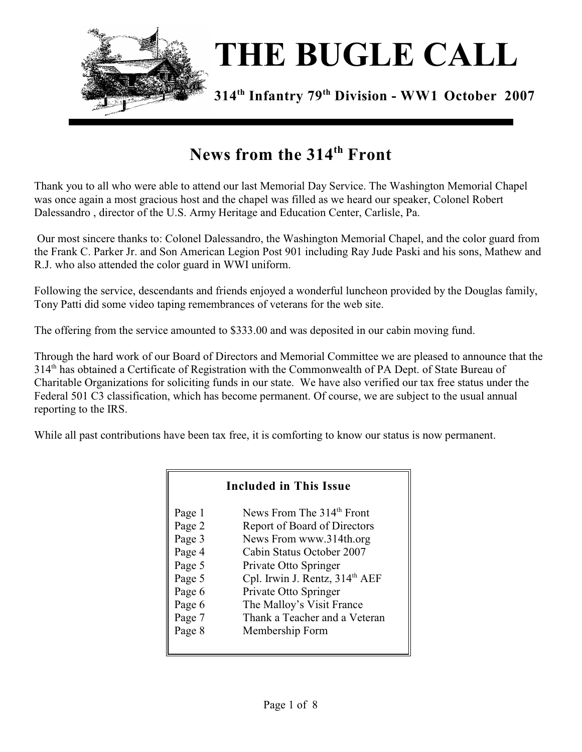# THE BUGLE CALL

**314th Infantry 79th Division - WW1 October 2007**

## News from the 314th Front

Thank you to all who were able to attend our last Memorial Day Service. The Washington Memorial Chapel was once again a most gracious host and the chapel was filled as we heard our speaker, Colonel Robert Dalessandro , director of the U.S. Army Heritage and Education Center, Carlisle, Pa.

Our most sincere thanks to: Colonel Dalessandro, the Washington Memorial Chapel, and the color guard from the Frank C. Parker Jr. and Son American Legion Post 901 including Ray Jude Paski and his sons, Mathew and R.J. who also attended the color guard in WWI uniform.

Following the service, descendants and friends enjoyed a wonderful luncheon provided by the Douglas family, Tony Patti did some video taping remembrances of veterans for the web site.

The offering from the service amounted to $333.00 and was deposited in our cabin moving fund.

Through the hard work of our Board of Directors and Memorial Committee we are pleased to announce that the 314th has obtained a Certificate of Registration with the Commonwealth of PA Dept. of State Bureau of Charitable Organizations for soliciting funds in our state. We have also verified our tax free status under the Federal 501 C3 classification, which has become permanent. Of course, we are subject to the usual annual reporting to the IRS.

While all past contributions have been tax free, it is comforting to know our status is now permanent.

### Included in This Issue

| | |
|---|---|
| Page 1 | News From The 314th Front |
| Page 2 | Report of Board of Directors |
| Page 3 | News From www.314th.org |
| Page 4 | Cabin Status October 2007 |
| Page 5 | Private Otto Springer |
| Page 5 | Cpl. Irwin J. Rentz, 314th AEF |
| Page 6 | Private Otto Springer |
| Page 6 | The Malloy's Visit France |
| Page 7 | Thank a Teacher and a Veteran |
| Page 8 | Membership Form |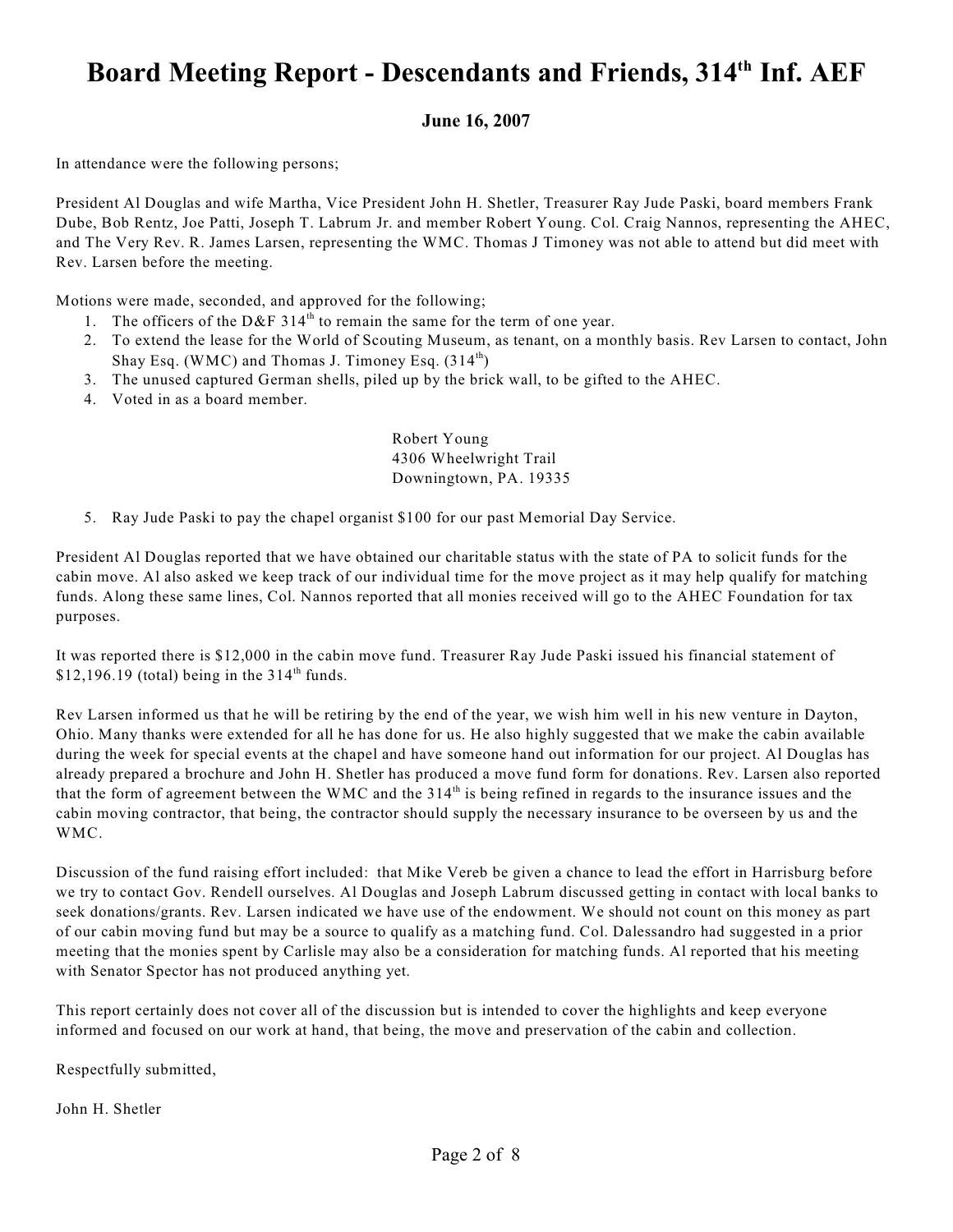# Board Meeting Report - Descendants and Friends, 314th Inf. AEF

**June 16, 2007**

In attendance were the following persons;

President Al Douglas and wife Martha, Vice President John H. Shetler, Treasurer Ray Jude Paski, board members Frank Dube, Bob Rentz, Joe Patti, Joseph T. Labrum Jr. and member Robert Young. Col. Craig Nannos, representing the AHEC, and The Very Rev. R. James Larsen, representing the WMC. Thomas J Timoney was not able to attend but did meet with Rev. Larsen before the meeting.

Motions were made, seconded, and approved for the following;

1. The officers of the D&F 314th to remain the same for the term of one year.
2. To extend the lease for the World of Scouting Museum, as tenant, on a monthly basis. Rev Larsen to contact, John Shay Esq. (WMC) and Thomas J. Timoney Esq. (314th)
3. The unused captured German shells, piled up by the brick wall, to be gifted to the AHEC.
4. Voted in as a board member.

   Robert Young
   4306 Wheelwright Trail
   Downingtown, PA. 19335

5. Ray Jude Paski to pay the chapel organist $100 for our past Memorial Day Service.

President Al Douglas reported that we have obtained our charitable status with the state of PA to solicit funds for the cabin move. Al also asked we keep track of our individual time for the move project as it may help qualify for matching funds. Along these same lines, Col. Nannos reported that all monies received will go to the AHEC Foundation for tax purposes.

It was reported there is $12,000 in the cabin move fund. Treasurer Ray Jude Paski issued his financial statement of $12,196.19 (total) being in the 314th funds.

Rev Larsen informed us that he will be retiring by the end of the year, we wish him well in his new venture in Dayton, Ohio. Many thanks were extended for all he has done for us. He also highly suggested that we make the cabin available during the week for special events at the chapel and have someone hand out information for our project. Al Douglas has already prepared a brochure and John H. Shetler has produced a move fund form for donations. Rev. Larsen also reported that the form of agreement between the WMC and the 314th is being refined in regards to the insurance issues and the cabin moving contractor, that being, the contractor should supply the necessary insurance to be overseen by us and the WMC.

Discussion of the fund raising effort included: that Mike Vereb be given a chance to lead the effort in Harrisburg before we try to contact Gov. Rendell ourselves. Al Douglas and Joseph Labrum discussed getting in contact with local banks to seek donations/grants. Rev. Larsen indicated we have use of the endowment. We should not count on this money as part of our cabin moving fund but may be a source to qualify as a matching fund. Col. Dalessandro had suggested in a prior meeting that the monies spent by Carlisle may also be a consideration for matching funds. Al reported that his meeting with Senator Spector has not produced anything yet.

This report certainly does not cover all of the discussion but is intended to cover the highlights and keep everyone informed and focused on our work at hand, that being, the move and preservation of the cabin and collection.

Respectfully submitted,

John H. Shetler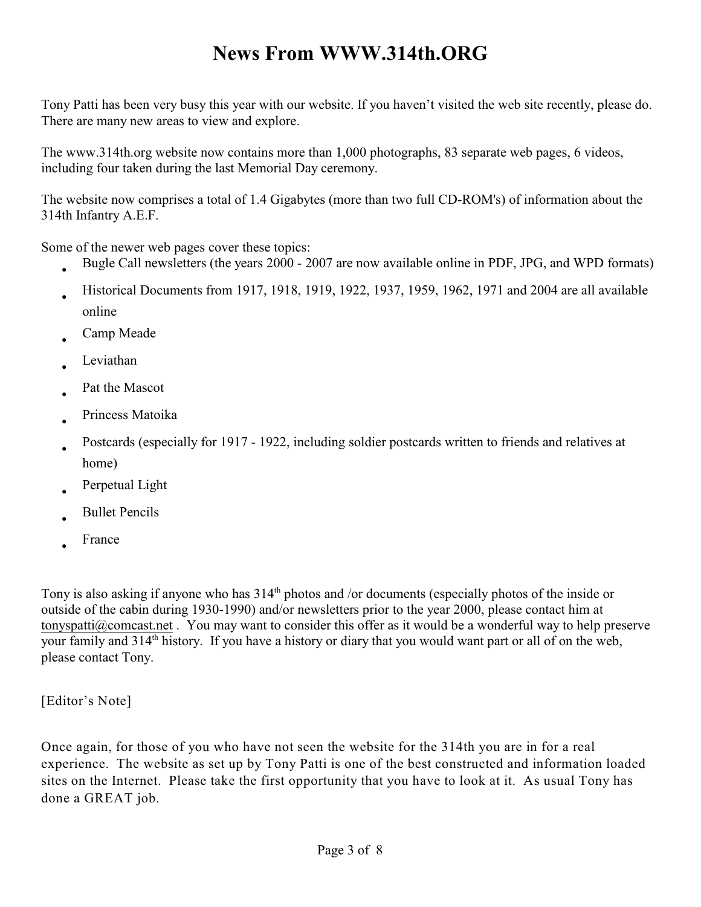# News From WWW.314th.ORG

Tony Patti has been very busy this year with our website. If you haven't visited the web site recently, please do. There are many new areas to view and explore.

The www.314th.org website now contains more than 1,000 photographs, 83 separate web pages, 6 videos, including four taken during the last Memorial Day ceremony.

The website now comprises a total of 1.4 Gigabytes (more than two full CD-ROM's) of information about the 314th Infantry A.E.F.

Some of the newer web pages cover these topics:

- Bugle Call newsletters (the years 2000 - 2007 are now available online in PDF, JPG, and WPD formats)
- Historical Documents from 1917, 1918, 1919, 1922, 1937, 1959, 1962, 1971 and 2004 are all available online
- Camp Meade
- Leviathan
- Pat the Mascot
- Princess Matoika
- Postcards (especially for 1917 - 1922, including soldier postcards written to friends and relatives at home)
- Perpetual Light
- Bullet Pencils
- France

Tony is also asking if anyone who has 314th photos and /or documents (especially photos of the inside or outside of the cabin during 1930-1990) and/or newsletters prior to the year 2000, please contact him at tonyspatti@comcast.net . You may want to consider this offer as it would be a wonderful way to help preserve your family and 314th history. If you have a history or diary that you would want part or all of on the web, please contact Tony.

[Editor's Note]

Once again, for those of you who have not seen the website for the 314th you are in for a real experience. The website as set up by Tony Patti is one of the best constructed and information loaded sites on the Internet. Please take the first opportunity that you have to look at it. As usual Tony has done a GREAT job.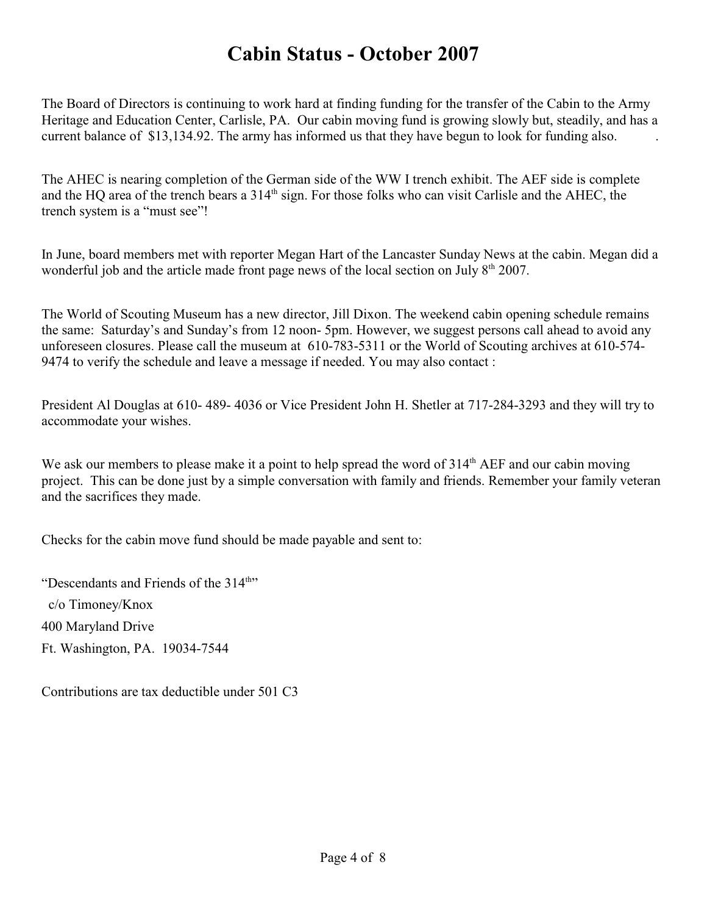# Cabin Status - October 2007

The Board of Directors is continuing to work hard at finding funding for the transfer of the Cabin to the Army Heritage and Education Center, Carlisle, PA. Our cabin moving fund is growing slowly but, steadily, and has a current balance of $13,134.92. The army has informed us that they have begun to look for funding also.

The AHEC is nearing completion of the German side of the WW I trench exhibit. The AEF side is complete and the HQ area of the trench bears a 314th sign. For those folks who can visit Carlisle and the AHEC, the trench system is a "must see"!

In June, board members met with reporter Megan Hart of the Lancaster Sunday News at the cabin. Megan did a wonderful job and the article made front page news of the local section on July 8th 2007.

The World of Scouting Museum has a new director, Jill Dixon. The weekend cabin opening schedule remains the same: Saturday's and Sunday's from 12 noon- 5pm. However, we suggest persons call ahead to avoid any unforeseen closures. Please call the museum at 610-783-5311 or the World of Scouting archives at 610-574-9474 to verify the schedule and leave a message if needed. You may also contact :

President Al Douglas at 610- 489- 4036 or Vice President John H. Shetler at 717-284-3293 and they will try to accommodate your wishes.

We ask our members to please make it a point to help spread the word of 314th AEF and our cabin moving project. This can be done just by a simple conversation with family and friends. Remember your family veteran and the sacrifices they made.

Checks for the cabin move fund should be made payable and sent to:

"Descendants and Friends of the 314th"
c/o Timoney/Knox
400 Maryland Drive
Ft. Washington, PA. 19034-7544

Contributions are tax deductible under 501 C3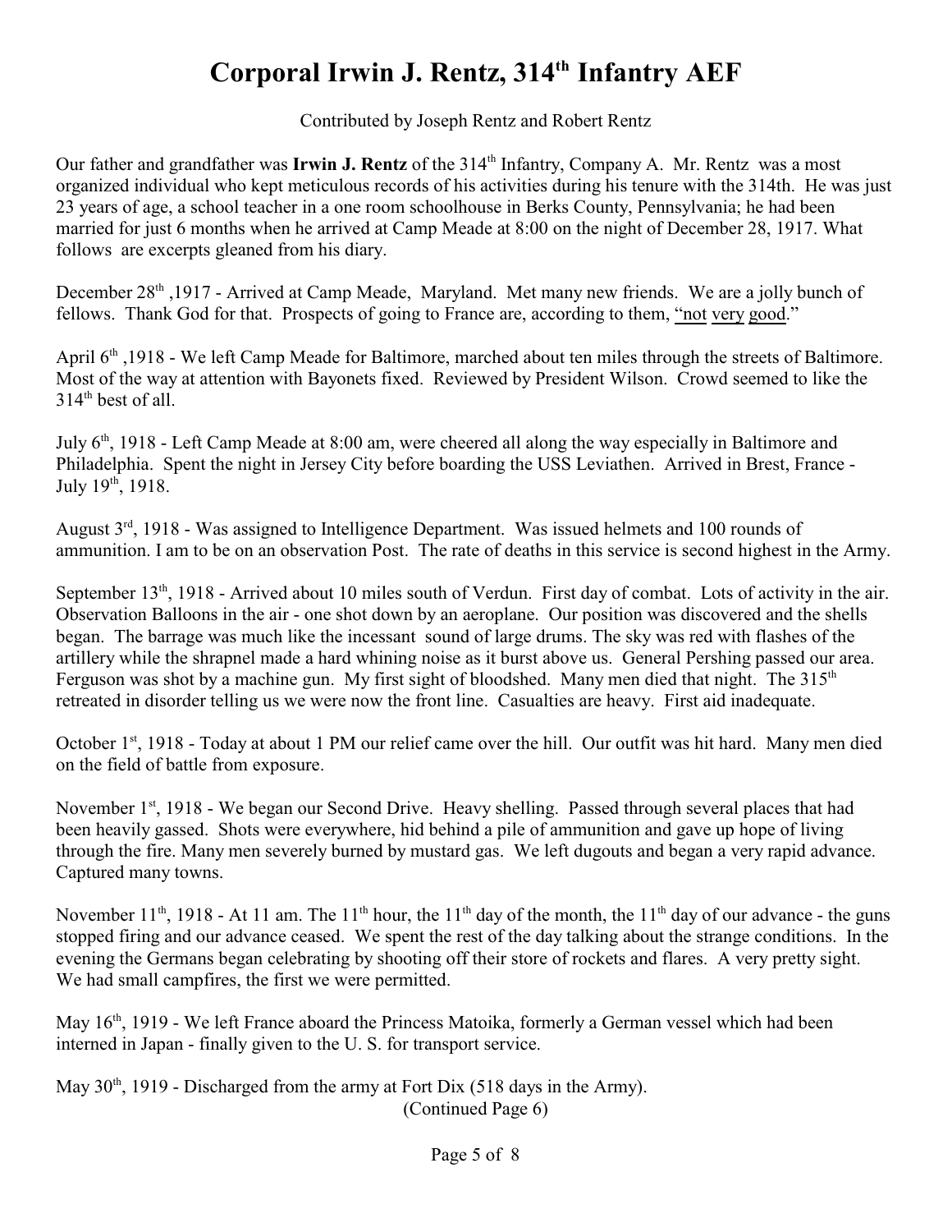# Corporal Irwin J. Rentz, 314th Infantry AEF

Contributed by Joseph Rentz and Robert Rentz

Our father and grandfather was **Irwin J. Rentz** of the 314th Infantry, Company A. Mr. Rentz was a most organized individual who kept meticulous records of his activities during his tenure with the 314th. He was just 23 years of age, a school teacher in a one room schoolhouse in Berks County, Pennsylvania; he had been married for just 6 months when he arrived at Camp Meade at 8:00 on the night of December 28, 1917. What follows are excerpts gleaned from his diary.

December 28th ,1917 - Arrived at Camp Meade, Maryland. Met many new friends. We are a jolly bunch of fellows. Thank God for that. Prospects of going to France are, according to them, "not very good."

April 6th ,1918 - We left Camp Meade for Baltimore, marched about ten miles through the streets of Baltimore. Most of the way at attention with Bayonets fixed. Reviewed by President Wilson. Crowd seemed to like the 314th best of all.

July 6th, 1918 - Left Camp Meade at 8:00 am, were cheered all along the way especially in Baltimore and Philadelphia. Spent the night in Jersey City before boarding the USS Leviathen. Arrived in Brest, France - July 19th, 1918.

August 3rd, 1918 - Was assigned to Intelligence Department. Was issued helmets and 100 rounds of ammunition. I am to be on an observation Post. The rate of deaths in this service is second highest in the Army.

September 13th, 1918 - Arrived about 10 miles south of Verdun. First day of combat. Lots of activity in the air. Observation Balloons in the air - one shot down by an aeroplane. Our position was discovered and the shells began. The barrage was much like the incessant sound of large drums. The sky was red with flashes of the artillery while the shrapnel made a hard whining noise as it burst above us. General Pershing passed our area. Ferguson was shot by a machine gun. My first sight of bloodshed. Many men died that night. The 315th retreated in disorder telling us we were now the front line. Casualties are heavy. First aid inadequate.

October 1st, 1918 - Today at about 1 PM our relief came over the hill. Our outfit was hit hard. Many men died on the field of battle from exposure.

November 1st, 1918 - We began our Second Drive. Heavy shelling. Passed through several places that had been heavily gassed. Shots were everywhere, hid behind a pile of ammunition and gave up hope of living through the fire. Many men severely burned by mustard gas. We left dugouts and began a very rapid advance. Captured many towns.

November 11th, 1918 - At 11 am. The 11th hour, the 11th day of the month, the 11th day of our advance - the guns stopped firing and our advance ceased. We spent the rest of the day talking about the strange conditions. In the evening the Germans began celebrating by shooting off their store of rockets and flares. A very pretty sight. We had small campfires, the first we were permitted.

May 16th, 1919 - We left France aboard the Princess Matoika, formerly a German vessel which had been interned in Japan - finally given to the U. S. for transport service.

May 30th, 1919 - Discharged from the army at Fort Dix (518 days in the Army).

(Continued Page 6)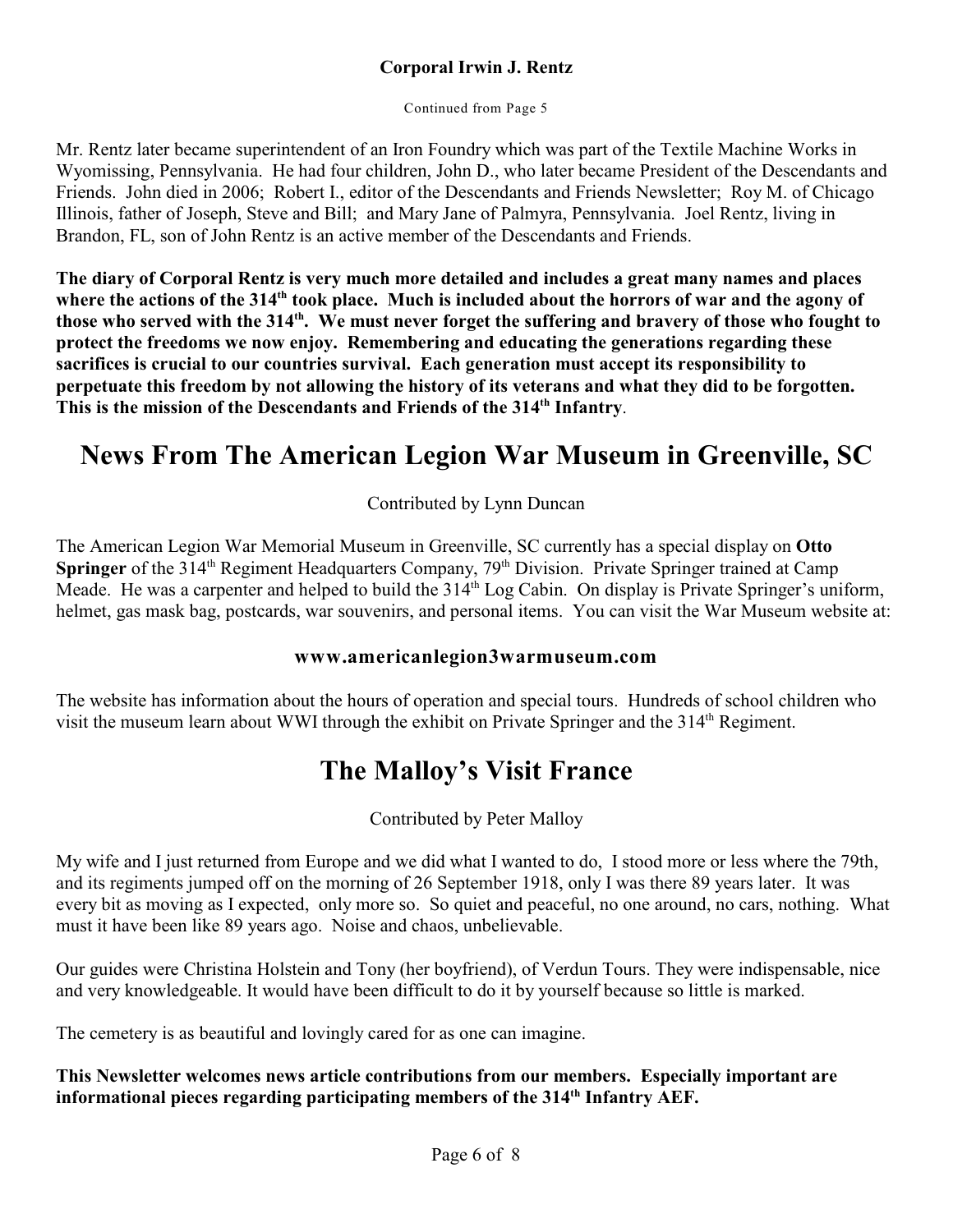**Corporal Irwin J. Rentz**

Continued from Page 5

Mr. Rentz later became superintendent of an Iron Foundry which was part of the Textile Machine Works in Wyomissing, Pennsylvania. He had four children, John D., who later became President of the Descendants and Friends. John died in 2006; Robert I., editor of the Descendants and Friends Newsletter; Roy M. of Chicago Illinois, father of Joseph, Steve and Bill; and Mary Jane of Palmyra, Pennsylvania. Joel Rentz, living in Brandon, FL, son of John Rentz is an active member of the Descendants and Friends.

**The diary of Corporal Rentz is very much more detailed and includes a great many names and places where the actions of the 314th took place. Much is included about the horrors of war and the agony of those who served with the 314th. We must never forget the suffering and bravery of those who fought to protect the freedoms we now enjoy. Remembering and educating the generations regarding these sacrifices is crucial to our countries survival. Each generation must accept its responsibility to perpetuate this freedom by not allowing the history of its veterans and what they did to be forgotten. This is the mission of the Descendants and Friends of the 314th Infantry**.

# News From The American Legion War Museum in Greenville, SC

Contributed by Lynn Duncan

The American Legion War Memorial Museum in Greenville, SC currently has a special display on **Otto Springer** of the 314th Regiment Headquarters Company, 79th Division. Private Springer trained at Camp Meade. He was a carpenter and helped to build the 314th Log Cabin. On display is Private Springer's uniform, helmet, gas mask bag, postcards, war souvenirs, and personal items. You can visit the War Museum website at:

**www.americanlegion3warmuseum.com**

The website has information about the hours of operation and special tours. Hundreds of school children who visit the museum learn about WWI through the exhibit on Private Springer and the 314th Regiment.

# The Malloy's Visit France

Contributed by Peter Malloy

My wife and I just returned from Europe and we did what I wanted to do, I stood more or less where the 79th, and its regiments jumped off on the morning of 26 September 1918, only I was there 89 years later. It was every bit as moving as I expected, only more so. So quiet and peaceful, no one around, no cars, nothing. What must it have been like 89 years ago. Noise and chaos, unbelievable.

Our guides were Christina Holstein and Tony (her boyfriend), of Verdun Tours. They were indispensable, nice and very knowledgeable. It would have been difficult to do it by yourself because so little is marked.

The cemetery is as beautiful and lovingly cared for as one can imagine.

**This Newsletter welcomes news article contributions from our members. Especially important are informational pieces regarding participating members of the 314th Infantry AEF.**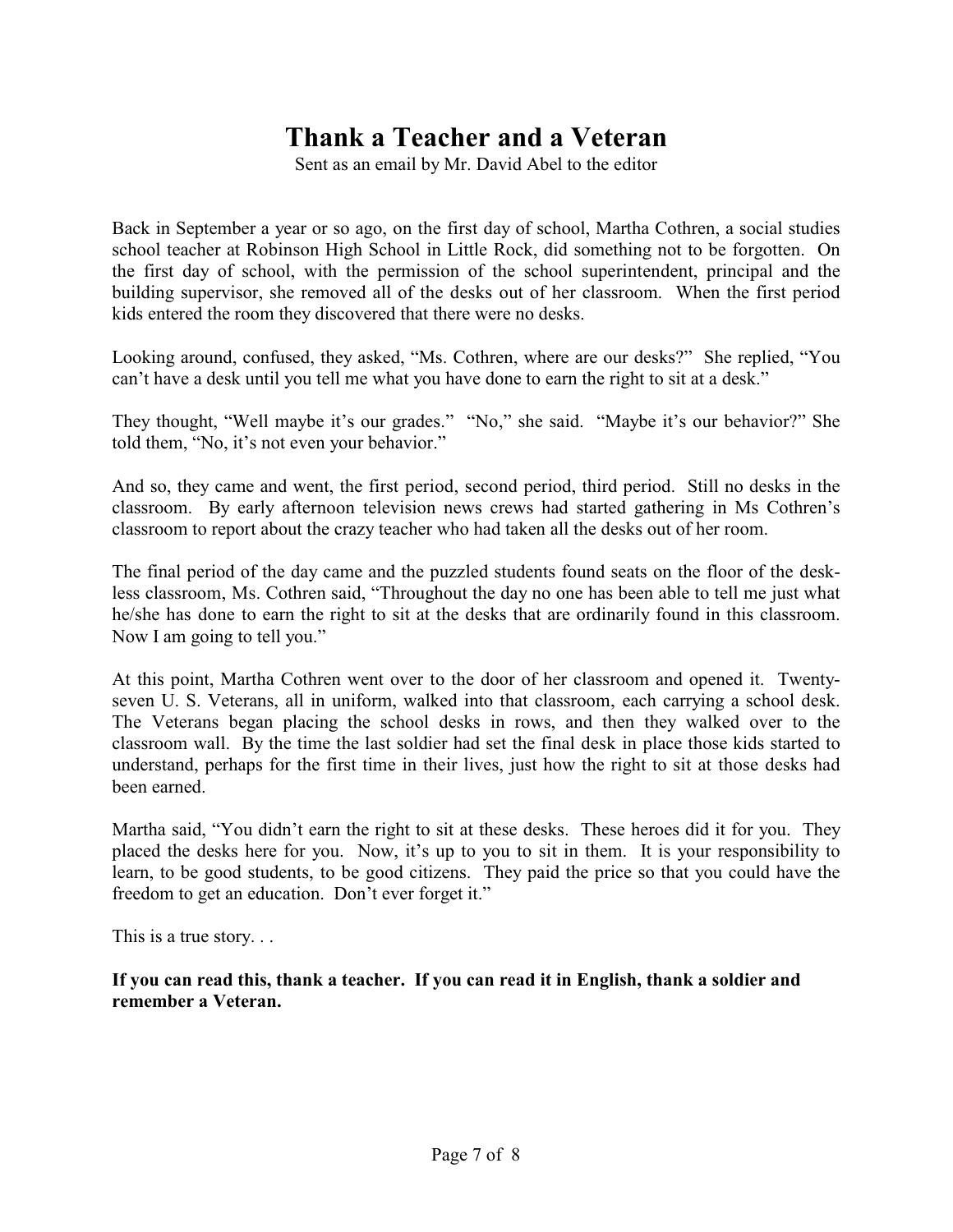# Thank a Teacher and a Veteran

Sent as an email by Mr. David Abel to the editor

Back in September a year or so ago, on the first day of school, Martha Cothren, a social studies school teacher at Robinson High School in Little Rock, did something not to be forgotten. On the first day of school, with the permission of the school superintendent, principal and the building supervisor, she removed all of the desks out of her classroom. When the first period kids entered the room they discovered that there were no desks.

Looking around, confused, they asked, "Ms. Cothren, where are our desks?" She replied, "You can't have a desk until you tell me what you have done to earn the right to sit at a desk."

They thought, "Well maybe it's our grades." "No," she said. "Maybe it's our behavior?" She told them, "No, it's not even your behavior."

And so, they came and went, the first period, second period, third period. Still no desks in the classroom. By early afternoon television news crews had started gathering in Ms Cothren's classroom to report about the crazy teacher who had taken all the desks out of her room.

The final period of the day came and the puzzled students found seats on the floor of the desk-less classroom, Ms. Cothren said, "Throughout the day no one has been able to tell me just what he/she has done to earn the right to sit at the desks that are ordinarily found in this classroom. Now I am going to tell you."

At this point, Martha Cothren went over to the door of her classroom and opened it. Twenty-seven U. S. Veterans, all in uniform, walked into that classroom, each carrying a school desk. The Veterans began placing the school desks in rows, and then they walked over to the classroom wall. By the time the last soldier had set the final desk in place those kids started to understand, perhaps for the first time in their lives, just how the right to sit at those desks had been earned.

Martha said, "You didn't earn the right to sit at these desks. These heroes did it for you. They placed the desks here for you. Now, it's up to you to sit in them. It is your responsibility to learn, to be good students, to be good citizens. They paid the price so that you could have the freedom to get an education. Don't ever forget it."

This is a true story. . .

**If you can read this, thank a teacher. If you can read it in English, thank a soldier and remember a Veteran.**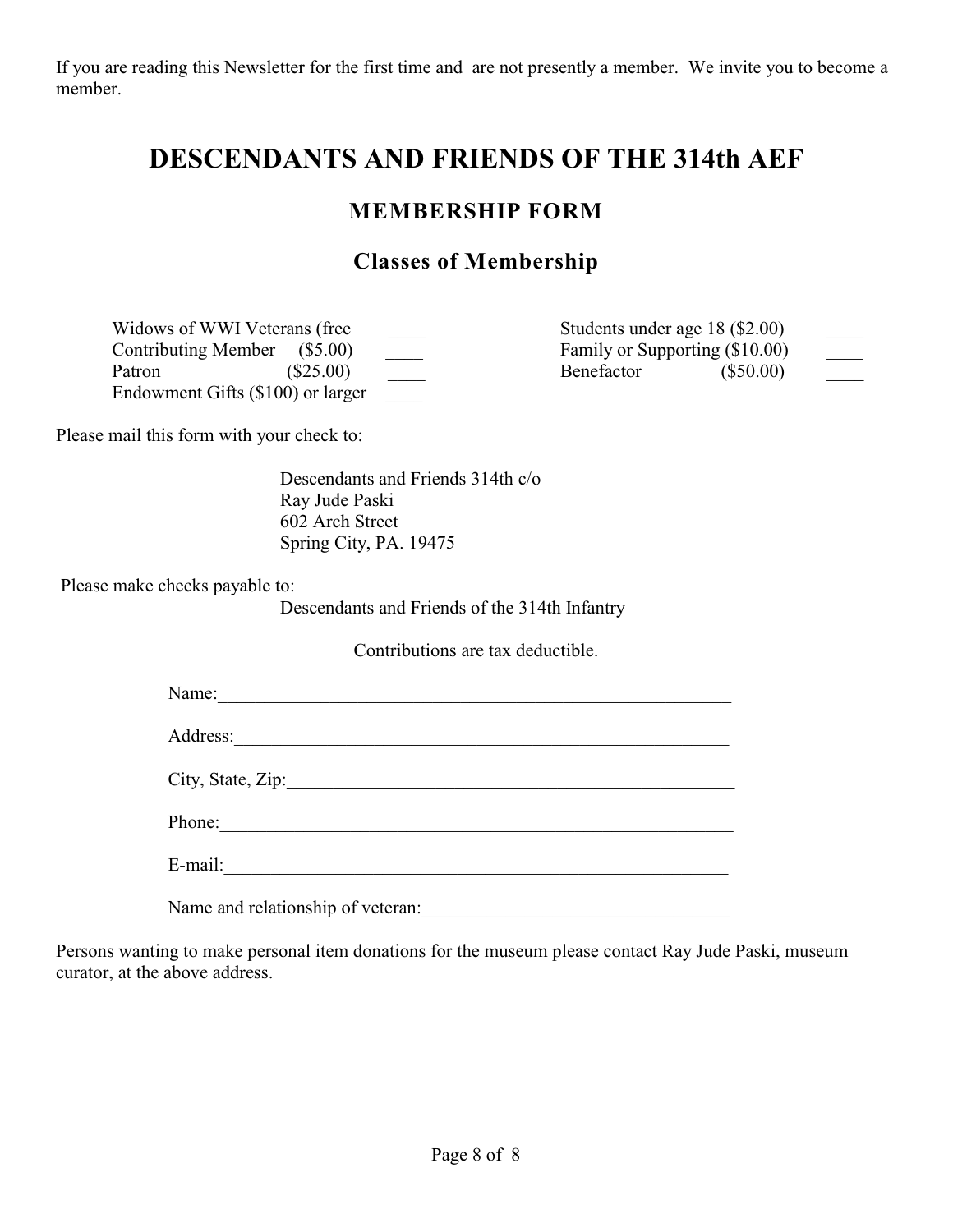If you are reading this Newsletter for the first time and are not presently a member. We invite you to become a member.

# DESCENDANTS AND FRIENDS OF THE 314th AEF

## MEMBERSHIP FORM

## Classes of Membership

| | | | |
|---|---|---|---|
| Widows of WWI Veterans (free | ____ | Students under age 18 ($2.00) | ____ |
| Contributing Member ($5.00) | ____ | Family or Supporting ($10.00) | ____ |
| Patron ($25.00) | ____ | Benefactor ($50.00) | ____ |
| Endowment Gifts ($100) or larger | ____ | | |

Please mail this form with your check to:

Descendants and Friends 314th c/o
Ray Jude Paski
602 Arch Street
Spring City, PA. 19475

Please make checks payable to:

Descendants and Friends of the 314th Infantry

Contributions are tax deductible.

Name:____________________________________________________________

Address:__________________________________________________________

City, State, Zip:___________________________________________________

Phone:____________________________________________________________

E-mail:___________________________________________________________

Name and relationship of veteran:__________________________________

Persons wanting to make personal item donations for the museum please contact Ray Jude Paski, museum curator, at the above address.